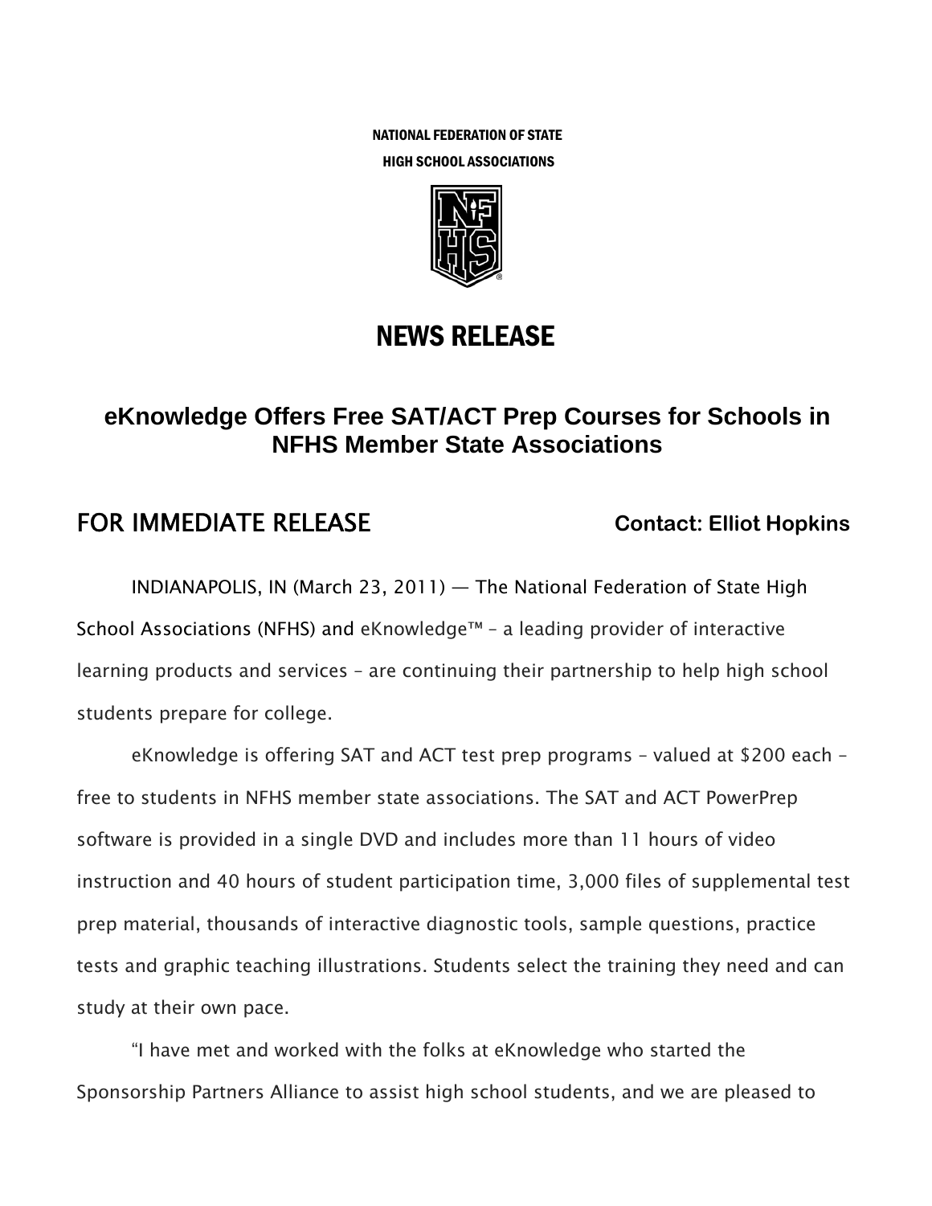NATIONAL FEDERATION OF STATE HIGH SCHOOL ASSOCIATIONS

# NEWS RELEASE

## eKnowledge Offers Free SAT/ACT Prep Courses for Schools in NFHS Member State Associations

**FOR IMMEDIATE RELEASE** **Contact: Elliot Hopkins**

INDIANAPOLIS, IN (March 23, 2011) — The National Federation of State High School Associations (NFHS) and eKnowledge™ – a leading provider of interactive learning products and services – are continuing their partnership to help high school students prepare for college.

eKnowledge is offering SAT and ACT test prep programs – valued at $200 each – free to students in NFHS member state associations. The SAT and ACT PowerPrep software is provided in a single DVD and includes more than 11 hours of video instruction and 40 hours of student participation time, 3,000 files of supplemental test prep material, thousands of interactive diagnostic tools, sample questions, practice tests and graphic teaching illustrations. Students select the training they need and can study at their own pace.

"I have met and worked with the folks at eKnowledge who started the Sponsorship Partners Alliance to assist high school students, and we are pleased to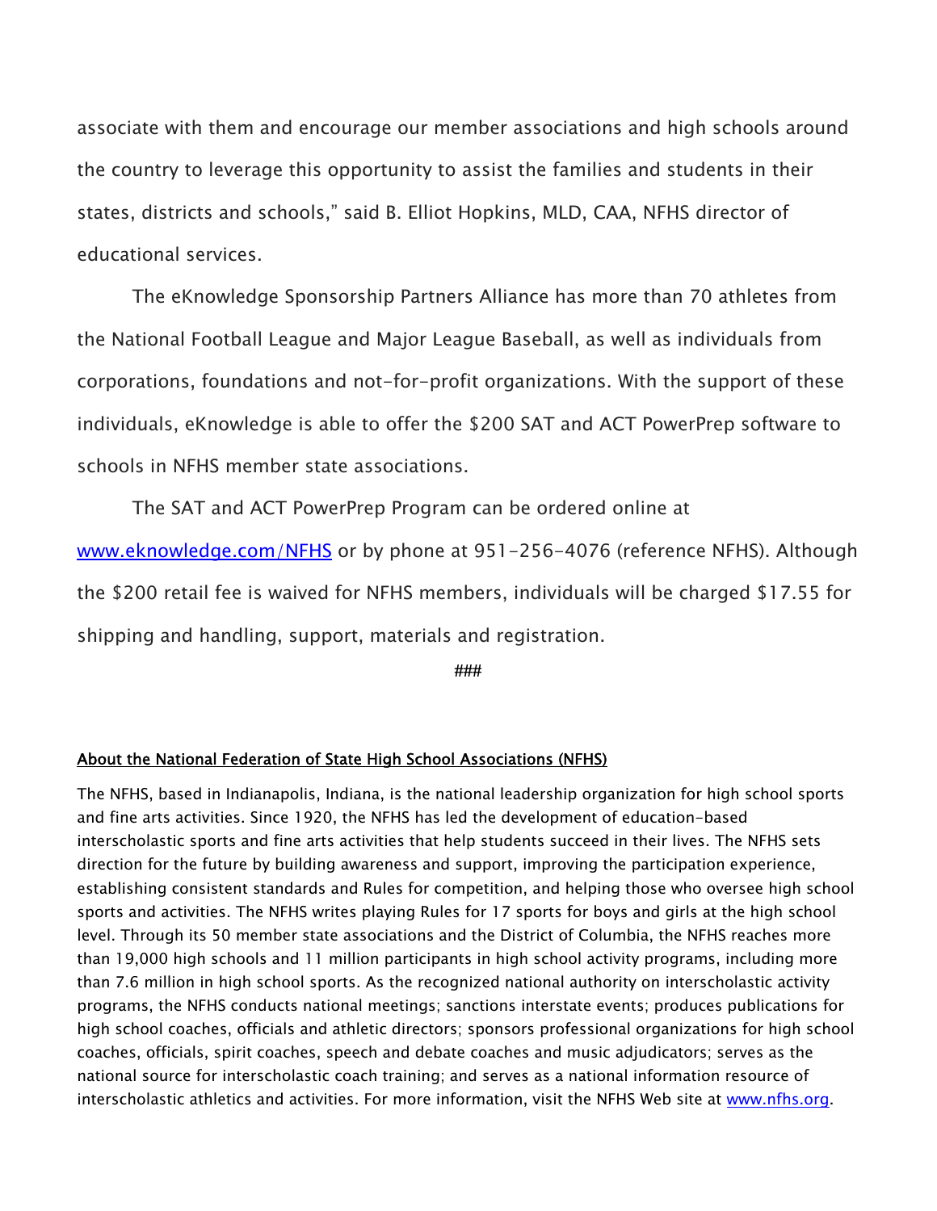associate with them and encourage our member associations and high schools around the country to leverage this opportunity to assist the families and students in their states, districts and schools," said B. Elliot Hopkins, MLD, CAA, NFHS director of educational services.

The eKnowledge Sponsorship Partners Alliance has more than 70 athletes from the National Football League and Major League Baseball, as well as individuals from corporations, foundations and not-for-profit organizations. With the support of these individuals, eKnowledge is able to offer the $200 SAT and ACT PowerPrep software to schools in NFHS member state associations.

The SAT and ACT PowerPrep Program can be ordered online at [www.eknowledge.com/NFHS](www.eknowledge.com/NFHS) or by phone at 951-256-4076 (reference NFHS). Although the $200 retail fee is waived for NFHS members, individuals will be charged $17.55 for shipping and handling, support, materials and registration.

###

**About the National Federation of State High School Associations (NFHS)**

The NFHS, based in Indianapolis, Indiana, is the national leadership organization for high school sports and fine arts activities. Since 1920, the NFHS has led the development of education-based interscholastic sports and fine arts activities that help students succeed in their lives. The NFHS sets direction for the future by building awareness and support, improving the participation experience, establishing consistent standards and Rules for competition, and helping those who oversee high school sports and activities. The NFHS writes playing Rules for 17 sports for boys and girls at the high school level. Through its 50 member state associations and the District of Columbia, the NFHS reaches more than 19,000 high schools and 11 million participants in high school activity programs, including more than 7.6 million in high school sports. As the recognized national authority on interscholastic activity programs, the NFHS conducts national meetings; sanctions interstate events; produces publications for high school coaches, officials and athletic directors; sponsors professional organizations for high school coaches, officials, spirit coaches, speech and debate coaches and music adjudicators; serves as the national source for interscholastic coach training; and serves as a national information resource of interscholastic athletics and activities. For more information, visit the NFHS Web site at [www.nfhs.org](www.nfhs.org).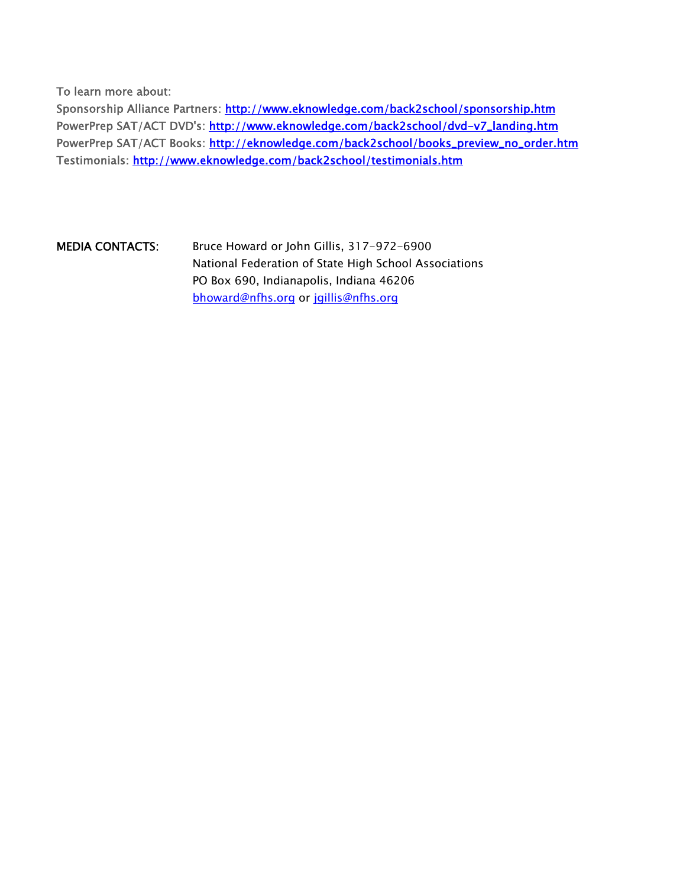To learn more about:
Sponsorship Alliance Partners: http://www.eknowledge.com/back2school/sponsorship.htm
PowerPrep SAT/ACT DVD's: http://www.eknowledge.com/back2school/dvd-v7_landing.htm
PowerPrep SAT/ACT Books: http://eknowledge.com/back2school/books_preview_no_order.htm
Testimonials: http://www.eknowledge.com/back2school/testimonials.htm

**MEDIA CONTACTS:** Bruce Howard or John Gillis, 317-972-6900
National Federation of State High School Associations
PO Box 690, Indianapolis, Indiana 46206
bhoward@nfhs.org or jgillis@nfhs.org